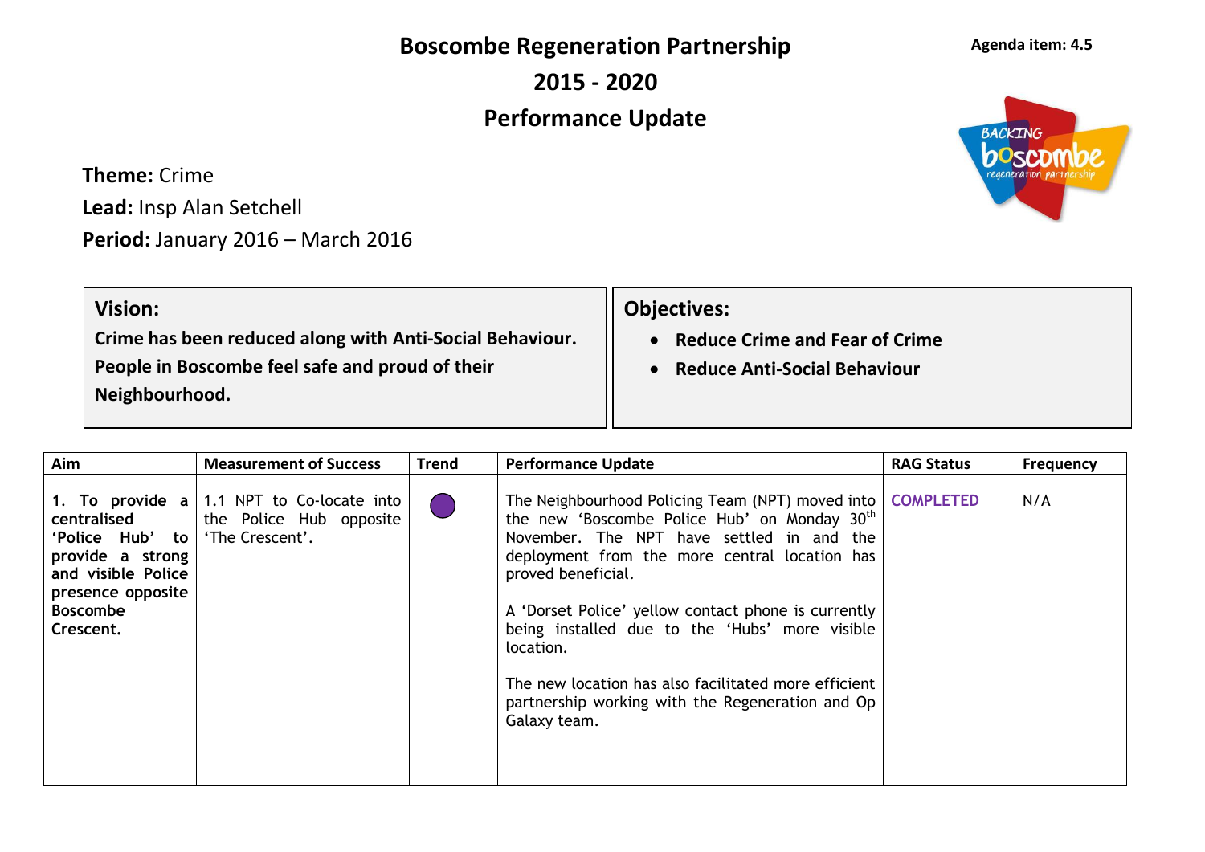# Boscombe Regeneration Partnership
# 2015 - 2020
# Performance Update

**Agenda item: 4.5**

**Theme:** Crime

**Lead:** Insp Alan Setchell

**Period:** January 2016 – March 2016

| **Vision:** | **Objectives:** |
|---|---|
| **Crime has been reduced along with Anti-Social Behaviour. People in Boscombe feel safe and proud of their Neighbourhood.** | • **Reduce Crime and Fear of Crime**<br>• **Reduce Anti-Social Behaviour** |

| Aim | Measurement of Success | Trend | Performance Update | RAG Status | Frequency |
|---|---|---|---|---|---|
| **1. To provide a centralised 'Police Hub' to provide a strong and visible Police presence opposite Boscombe Crescent.** | 1.1 NPT to Co-locate into the Police Hub opposite 'The Crescent'. | ● | The Neighbourhood Policing Team (NPT) moved into the new 'Boscombe Police Hub' on Monday 30th November. The NPT have settled in and the deployment from the more central location has proved beneficial.<br><br>A 'Dorset Police' yellow contact phone is currently being installed due to the 'Hubs' more visible location.<br><br>The new location has also facilitated more efficient partnership working with the Regeneration and Op Galaxy team. | COMPLETED | N/A |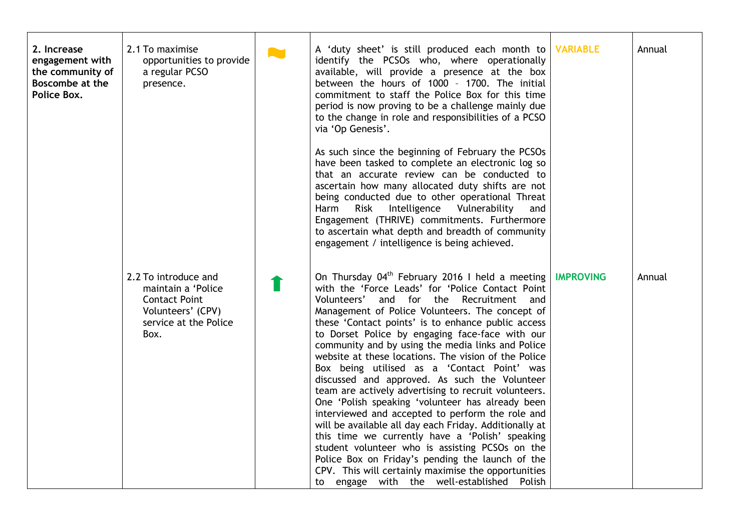| | | | | | |
|---|---|---|---|---|---|
| **2. Increase engagement with the community of Boscombe at the Police Box.** | 2.1 To maximise opportunities to provide a regular PCSO presence. | ~ | A 'duty sheet' is still produced each month to identify the PCSOs who, where operationally available, will provide a presence at the box between the hours of 1000 – 1700. The initial commitment to staff the Police Box for this time period is now proving to be a challenge mainly due to the change in role and responsibilities of a PCSO via 'Op Genesis'.<br><br>As such since the beginning of February the PCSOs have been tasked to complete an electronic log so that an accurate review can be conducted to ascertain how many allocated duty shifts are not being conducted due to other operational Threat Harm Risk Intelligence Vulnerability and Engagement (THRIVE) commitments. Furthermore to ascertain what depth and breadth of community engagement / intelligence is being achieved. | **VARIABLE** | Annual |
| | 2.2 To introduce and maintain a 'Police Contact Point Volunteers' (CPV) service at the Police Box. | ⬆ | On Thursday 04th February 2016 I held a meeting with the 'Force Leads' for 'Police Contact Point Volunteers' and for the Recruitment and Management of Police Volunteers. The concept of these 'Contact points' is to enhance public access to Dorset Police by engaging face-face with our community and by using the media links and Police website at these locations. The vision of the Police Box being utilised as a 'Contact Point' was discussed and approved. As such the Volunteer team are actively advertising to recruit volunteers. One 'Polish speaking 'volunteer has already been interviewed and accepted to perform the role and will be available all day each Friday. Additionally at this time we currently have a 'Polish' speaking student volunteer who is assisting PCSOs on the Police Box on Friday's pending the launch of the CPV. This will certainly maximise the opportunities to engage with the well-established Polish | **IMPROVING** | Annual |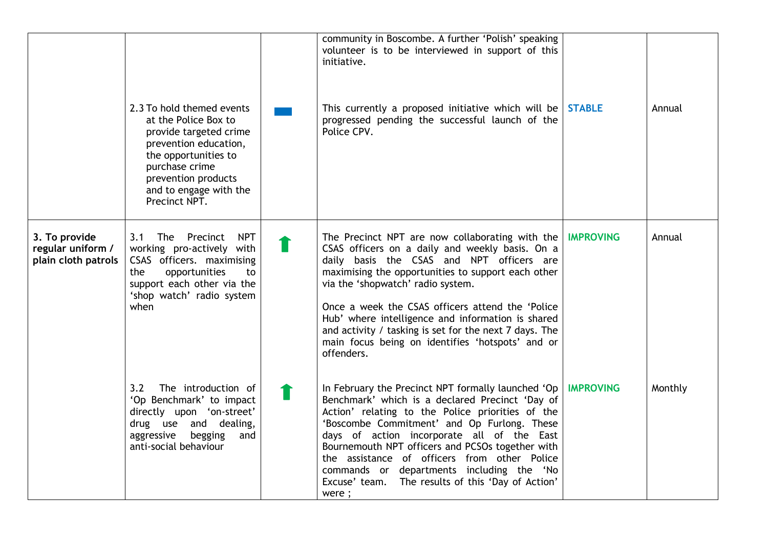| | | | | | |
|---|---|---|---|---|---|
| | | | community in Boscombe. A further 'Polish' speaking volunteer is to be interviewed in support of this initiative. | | |
| | 2.3 To hold themed events at the Police Box to provide targeted crime prevention education, the opportunities to purchase crime prevention products and to engage with the Precinct NPT. | ▬ | This currently a proposed initiative which will be progressed pending the successful launch of the Police CPV. | **STABLE** | Annual |
| **3. To provide regular uniform / plain cloth patrols** | 3.1 The Precinct NPT working pro-actively with CSAS officers. maximising the opportunities to support each other via the 'shop watch' radio system when | ⬆ | The Precinct NPT are now collaborating with the CSAS officers on a daily and weekly basis. On a daily basis the CSAS and NPT officers are maximising the opportunities to support each other via the 'shopwatch' radio system.<br><br>Once a week the CSAS officers attend the 'Police Hub' where intelligence and information is shared and activity / tasking is set for the next 7 days. The main focus being on identifies 'hotspots' and or offenders. | **IMPROVING** | Annual |
| | 3.2 The introduction of 'Op Benchmark' to impact directly upon 'on-street' drug use and dealing, aggressive begging and anti-social behaviour | ⬆ | In February the Precinct NPT formally launched 'Op Benchmark' which is a declared Precinct 'Day of Action' relating to the Police priorities of the 'Boscombe Commitment' and Op Furlong. These days of action incorporate all of the East Bournemouth NPT officers and PCSOs together with the assistance of officers from other Police commands or departments including the 'No Excuse' team. The results of this 'Day of Action' were ; | **IMPROVING** | Monthly |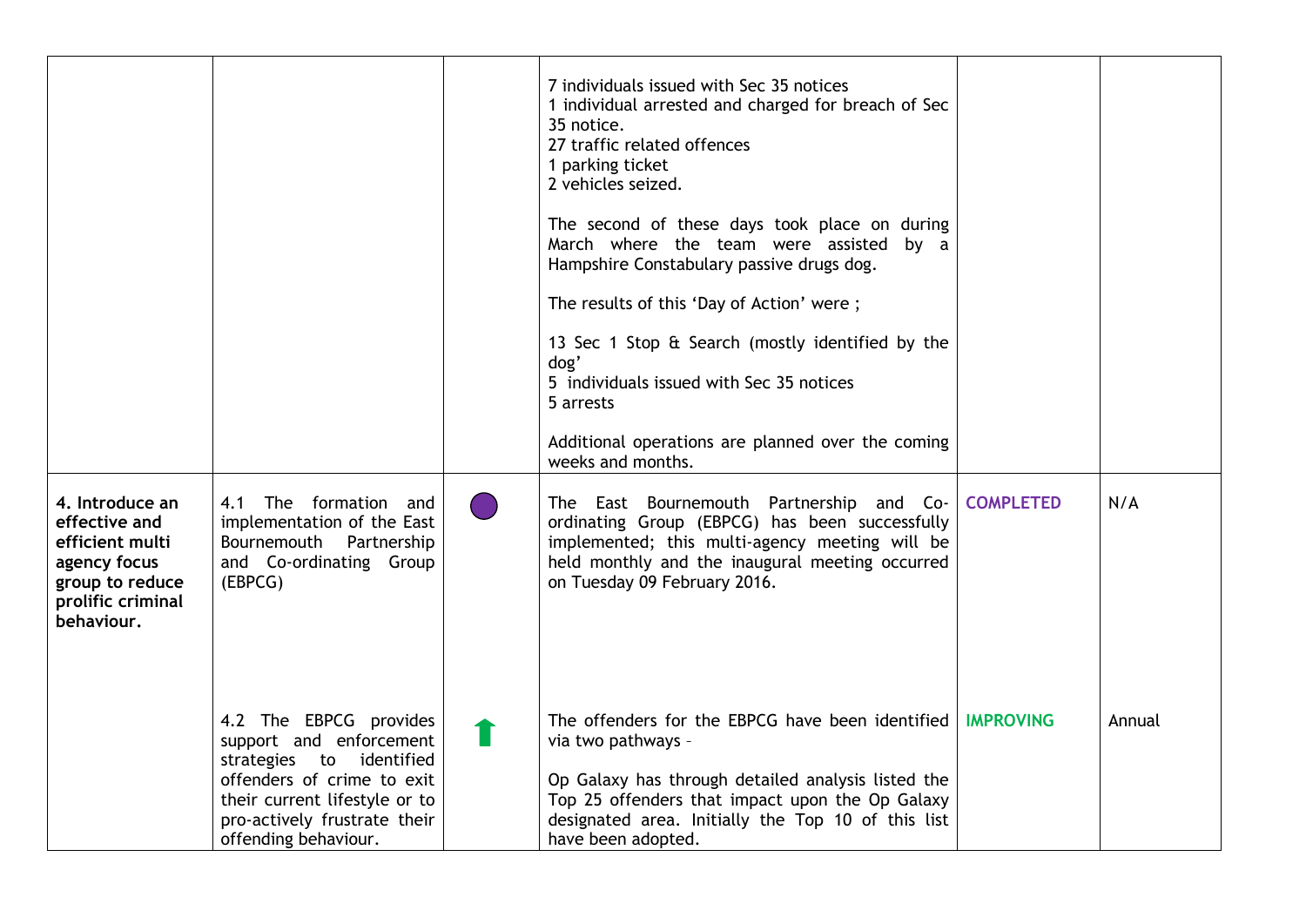| | | | | | |
|---|---|---|---|---|---|
| | | | 7 individuals issued with Sec 35 notices<br>1 individual arrested and charged for breach of Sec 35 notice.<br>27 traffic related offences<br>1 parking ticket<br>2 vehicles seized.<br><br>The second of these days took place on during March where the team were assisted by a Hampshire Constabulary passive drugs dog.<br><br>The results of this 'Day of Action' were ;<br><br>13 Sec 1 Stop & Search (mostly identified by the dog'<br>5 individuals issued with Sec 35 notices<br>5 arrests<br><br>Additional operations are planned over the coming weeks and months. | | |
| **4. Introduce an effective and efficient multi agency focus group to reduce prolific criminal behaviour.** | 4.1 The formation and implementation of the East Bournemouth Partnership and Co-ordinating Group (EBPCG) | ● | The East Bournemouth Partnership and Co-ordinating Group (EBPCG) has been successfully implemented; this multi-agency meeting will be held monthly and the inaugural meeting occurred on Tuesday 09 February 2016. | **COMPLETED** | N/A |
| | 4.2 The EBPCG provides support and enforcement strategies to identified offenders of crime to exit their current lifestyle or to pro-actively frustrate their offending behaviour. | ⬆ | The offenders for the EBPCG have been identified via two pathways –<br><br>Op Galaxy has through detailed analysis listed the Top 25 offenders that impact upon the Op Galaxy designated area. Initially the Top 10 of this list have been adopted. | **IMPROVING** | Annual |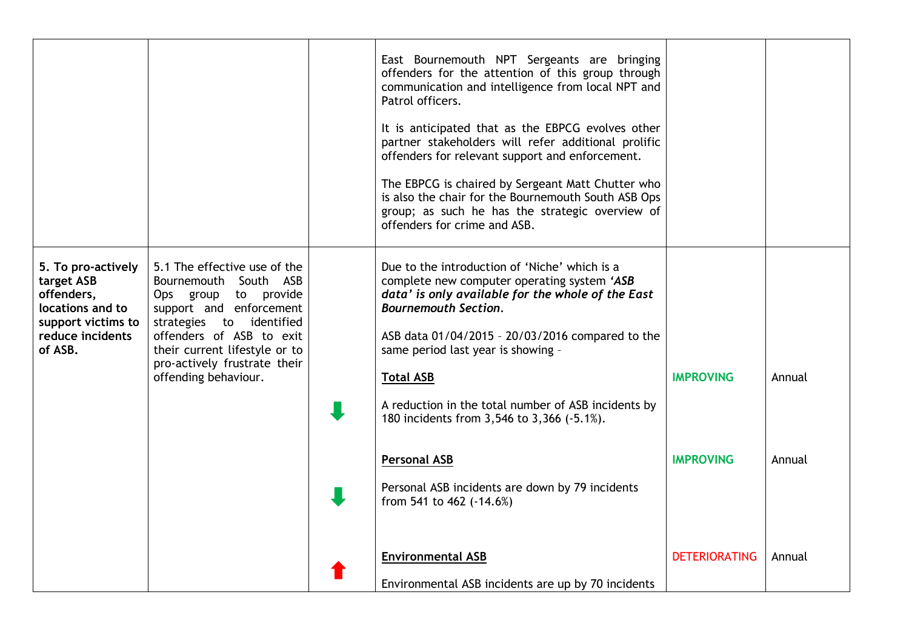| | | | | | |
|---|---|---|---|---|---|
| | | | East Bournemouth NPT Sergeants are bringing offenders for the attention of this group through communication and intelligence from local NPT and Patrol officers.<br><br>It is anticipated that as the EBPCG evolves other partner stakeholders will refer additional prolific offenders for relevant support and enforcement.<br><br>The EBPCG is chaired by Sergeant Matt Chutter who is also the chair for the Bournemouth South ASB Ops group; as such he has the strategic overview of offenders for crime and ASB. | | |
| **5. To pro-actively target ASB offenders, locations and to support victims to reduce incidents of ASB.** | 5.1 The effective use of the Bournemouth South ASB Ops group to provide support and enforcement strategies to identified offenders of ASB to exit their current lifestyle or to pro-actively frustrate their offending behaviour. | | Due to the introduction of 'Niche' which is a complete new computer operating system ***'ASB data' is only available for the whole of the East Bournemouth Section.***<br><br>ASB data 01/04/2015 – 20/03/2016 compared to the same period last year is showing – | | |
| | | ⬇ | **Total ASB**<br><br>A reduction in the total number of ASB incidents by 180 incidents from 3,546 to 3,366 (-5.1%). | IMPROVING | Annual |
| | | ⬇ | **Personal ASB**<br><br>Personal ASB incidents are down by 79 incidents from 541 to 462 (-14.6%) | IMPROVING | Annual |
| | | ⬆ | **Environmental ASB**<br><br>Environmental ASB incidents are up by 70 incidents | DETERIORATING | Annual |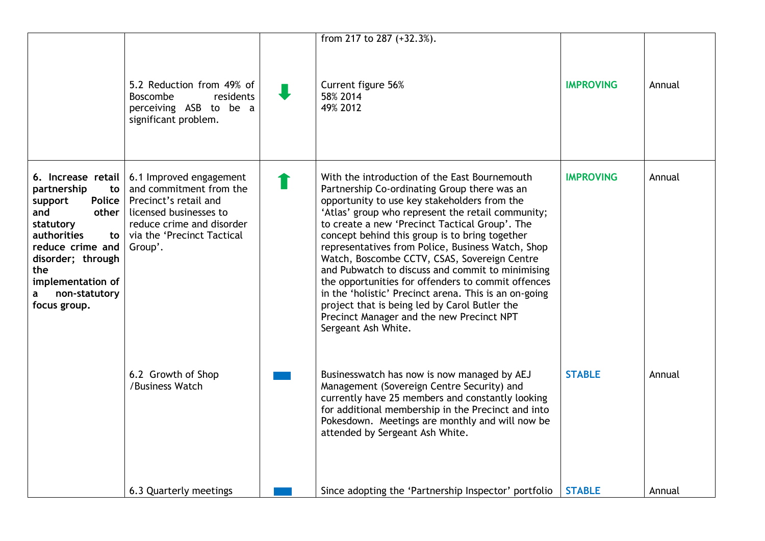| | | | | | |
|---|---|---|---|---|---|
| | | | from 217 to 287 (+32.3%). | | |
| | 5.2 Reduction from 49% of Boscombe residents perceiving ASB to be a significant problem. | ⬇ | Current figure 56%<br>58% 2014<br>49% 2012 | **IMPROVING** | Annual |
| **6. Increase retail partnership to support Police and other statutory authorities to reduce crime and disorder; through the implementation of a non-statutory focus group.** | 6.1 Improved engagement and commitment from the Precinct's retail and licensed businesses to reduce crime and disorder via the 'Precinct Tactical Group'. | ⬆ | With the introduction of the East Bournemouth Partnership Co-ordinating Group there was an opportunity to use key stakeholders from the 'Atlas' group who represent the retail community; to create a new 'Precinct Tactical Group'. The concept behind this group is to bring together representatives from Police, Business Watch, Shop Watch, Boscombe CCTV, CSAS, Sovereign Centre and Pubwatch to discuss and commit to minimising the opportunities for offenders to commit offences in the 'holistic' Precinct arena. This is an on-going project that is being led by Carol Butler the Precinct Manager and the new Precinct NPT Sergeant Ash White. | **IMPROVING** | Annual |
| | 6.2 Growth of Shop /Business Watch | ▬ | Businesswatch has now is now managed by AEJ Management (Sovereign Centre Security) and currently have 25 members and constantly looking for additional membership in the Precinct and into Pokesdown. Meetings are monthly and will now be attended by Sergeant Ash White. | **STABLE** | Annual |
| | 6.3 Quarterly meetings | ▬ | Since adopting the 'Partnership Inspector' portfolio | **STABLE** | Annual |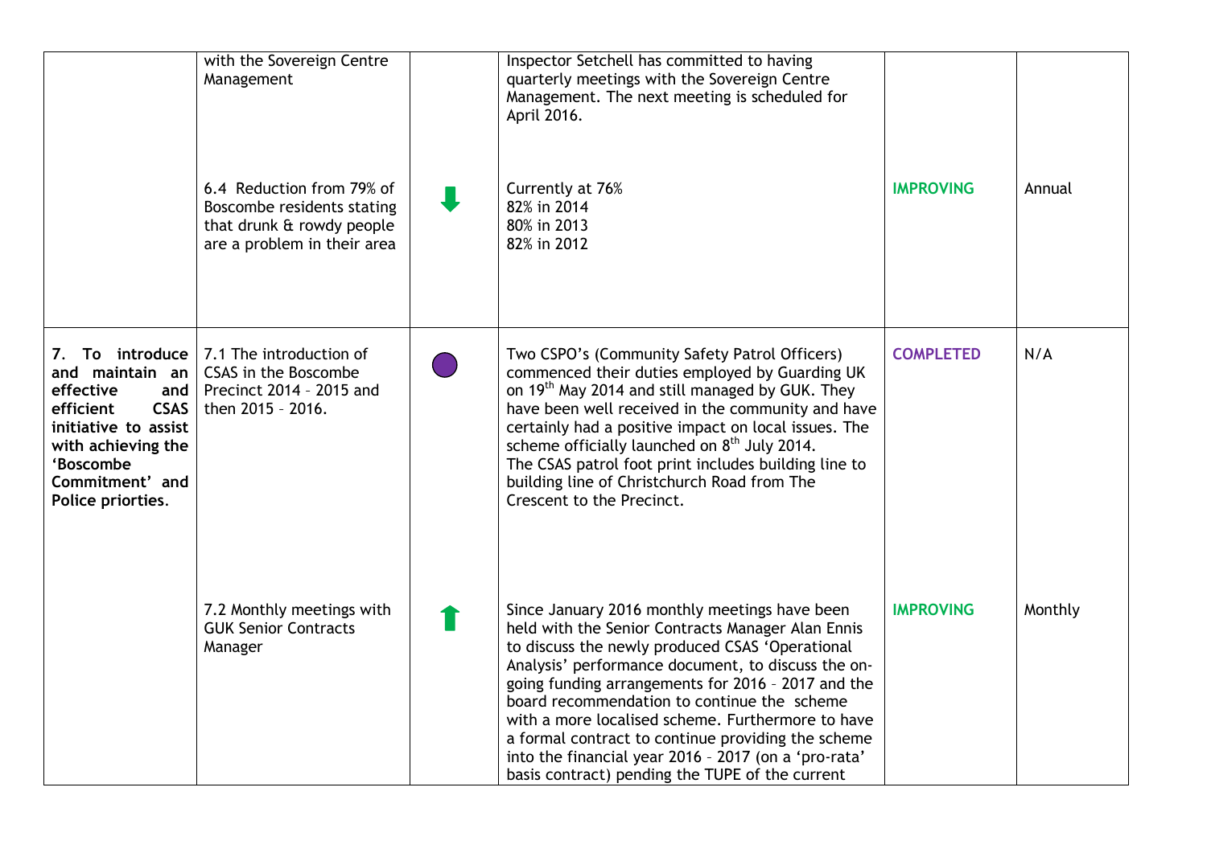| | | | | | |
|---|---|---|---|---|---|
| | with the Sovereign Centre Management | | Inspector Setchell has committed to having quarterly meetings with the Sovereign Centre Management. The next meeting is scheduled for April 2016. | | |
| | 6.4 Reduction from 79% of Boscombe residents stating that drunk & rowdy people are a problem in their area | ⬇ | Currently at 76%<br>82% in 2014<br>80% in 2013<br>82% in 2012 | **IMPROVING** | Annual |
| **7. To introduce and maintain an effective and efficient CSAS initiative to assist with achieving the 'Boscombe Commitment' and Police priorties.** | 7.1 The introduction of CSAS in the Boscombe Precinct 2014 – 2015 and then 2015 – 2016. | ● | Two CSPO's (Community Safety Patrol Officers) commenced their duties employed by Guarding UK on 19th May 2014 and still managed by GUK. They have been well received in the community and have certainly had a positive impact on local issues. The scheme officially launched on 8th July 2014.<br>The CSAS patrol foot print includes building line to building line of Christchurch Road from The Crescent to the Precinct. | **COMPLETED** | N/A |
| | 7.2 Monthly meetings with GUK Senior Contracts Manager | ⬆ | Since January 2016 monthly meetings have been held with the Senior Contracts Manager Alan Ennis to discuss the newly produced CSAS 'Operational Analysis' performance document, to discuss the on-going funding arrangements for 2016 – 2017 and the board recommendation to continue the scheme with a more localised scheme. Furthermore to have a formal contract to continue providing the scheme into the financial year 2016 – 2017 (on a 'pro-rata' basis contract) pending the TUPE of the current | **IMPROVING** | Monthly |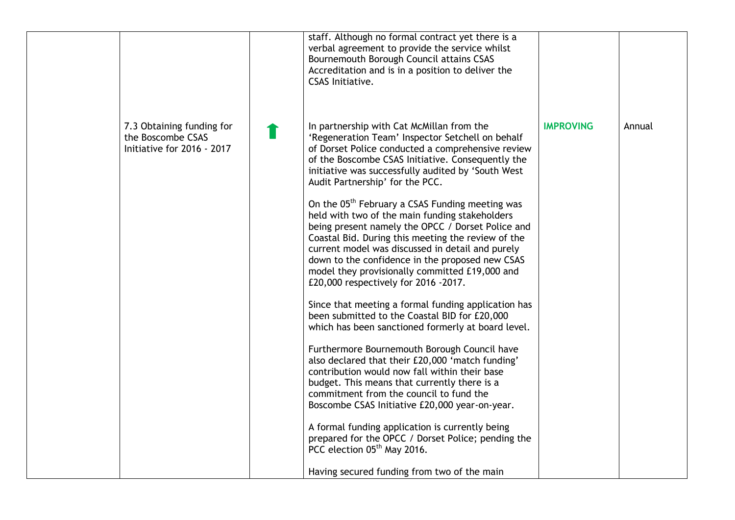| | | | | | |
|---|---|---|---|---|---|
| | | | staff. Although no formal contract yet there is a verbal agreement to provide the service whilst Bournemouth Borough Council attains CSAS Accreditation and is in a position to deliver the CSAS Initiative. | | |
| | 7.3 Obtaining funding for the Boscombe CSAS Initiative for 2016 - 2017 | ⬆ | In partnership with Cat McMillan from the 'Regeneration Team' Inspector Setchell on behalf of Dorset Police conducted a comprehensive review of the Boscombe CSAS Initiative. Consequently the initiative was successfully audited by 'South West Audit Partnership' for the PCC.<br><br>On the 05th February a CSAS Funding meeting was held with two of the main funding stakeholders being present namely the OPCC / Dorset Police and Coastal Bid. During this meeting the review of the current model was discussed in detail and purely down to the confidence in the proposed new CSAS model they provisionally committed £19,000 and £20,000 respectively for 2016 -2017.<br><br>Since that meeting a formal funding application has been submitted to the Coastal BID for £20,000 which has been sanctioned formerly at board level.<br><br>Furthermore Bournemouth Borough Council have also declared that their £20,000 'match funding' contribution would now fall within their base budget. This means that currently there is a commitment from the council to fund the Boscombe CSAS Initiative £20,000 year-on-year.<br><br>A formal funding application is currently being prepared for the OPCC / Dorset Police; pending the PCC election 05th May 2016.<br><br>Having secured funding from two of the main | **IMPROVING** | Annual |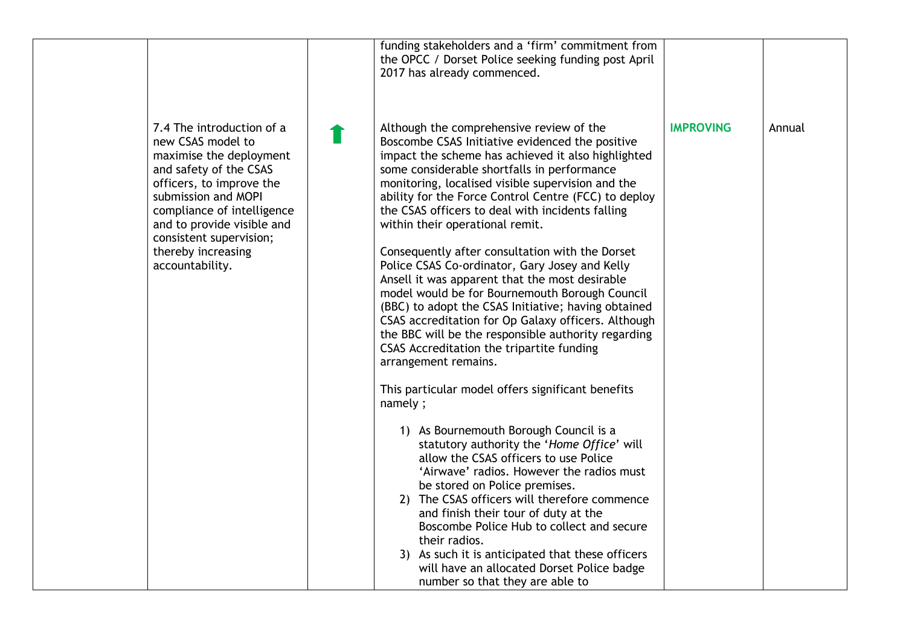| | | | | | |
|---|---|---|---|---|---|
| | | | funding stakeholders and a 'firm' commitment from the OPCC / Dorset Police seeking funding post April 2017 has already commenced. | | |
| | 7.4 The introduction of a new CSAS model to maximise the deployment and safety of the CSAS officers, to improve the submission and MOPI compliance of intelligence and to provide visible and consistent supervision; thereby increasing accountability. | ⬆ | Although the comprehensive review of the Boscombe CSAS Initiative evidenced the positive impact the scheme has achieved it also highlighted some considerable shortfalls in performance monitoring, localised visible supervision and the ability for the Force Control Centre (FCC) to deploy the CSAS officers to deal with incidents falling within their operational remit.<br><br>Consequently after consultation with the Dorset Police CSAS Co-ordinator, Gary Josey and Kelly Ansell it was apparent that the most desirable model would be for Bournemouth Borough Council (BBC) to adopt the CSAS Initiative; having obtained CSAS accreditation for Op Galaxy officers. Although the BBC will be the responsible authority regarding CSAS Accreditation the tripartite funding arrangement remains.<br><br>This particular model offers significant benefits namely ;<br><br>1) As Bournemouth Borough Council is a statutory authority the '*Home Office*' will allow the CSAS officers to use Police 'Airwave' radios. However the radios must be stored on Police premises.<br>2) The CSAS officers will therefore commence and finish their tour of duty at the Boscombe Police Hub to collect and secure their radios.<br>3) As such it is anticipated that these officers will have an allocated Dorset Police badge number so that they are able to | **IMPROVING** | Annual |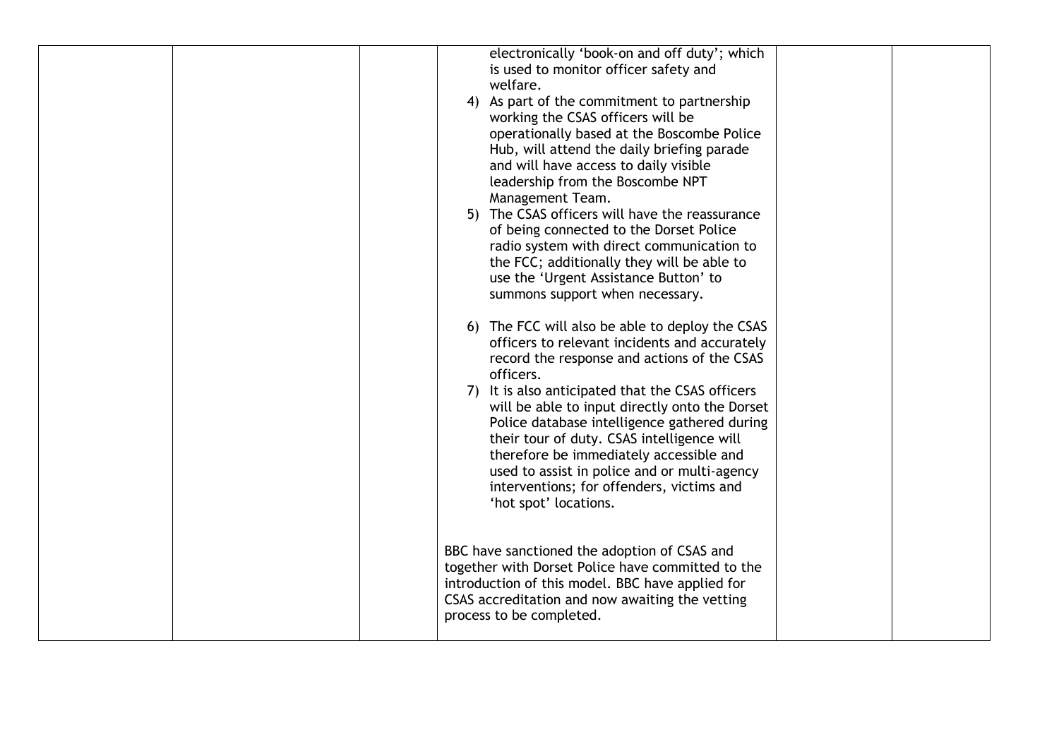| | | | electronically 'book-on and off duty'; which is used to monitor officer safety and welfare.<br>4) As part of the commitment to partnership working the CSAS officers will be operationally based at the Boscombe Police Hub, will attend the daily briefing parade and will have access to daily visible leadership from the Boscombe NPT Management Team.<br>5) The CSAS officers will have the reassurance of being connected to the Dorset Police radio system with direct communication to the FCC; additionally they will be able to use the 'Urgent Assistance Button' to summons support when necessary.<br><br>6) The FCC will also be able to deploy the CSAS officers to relevant incidents and accurately record the response and actions of the CSAS officers.<br>7) It is also anticipated that the CSAS officers will be able to input directly onto the Dorset Police database intelligence gathered during their tour of duty. CSAS intelligence will therefore be immediately accessible and used to assist in police and or multi-agency interventions; for offenders, victims and 'hot spot' locations.<br><br>BBC have sanctioned the adoption of CSAS and together with Dorset Police have committed to the introduction of this model. BBC have applied for CSAS accreditation and now awaiting the vetting process to be completed. | | |
|---|---|---|---|---|---|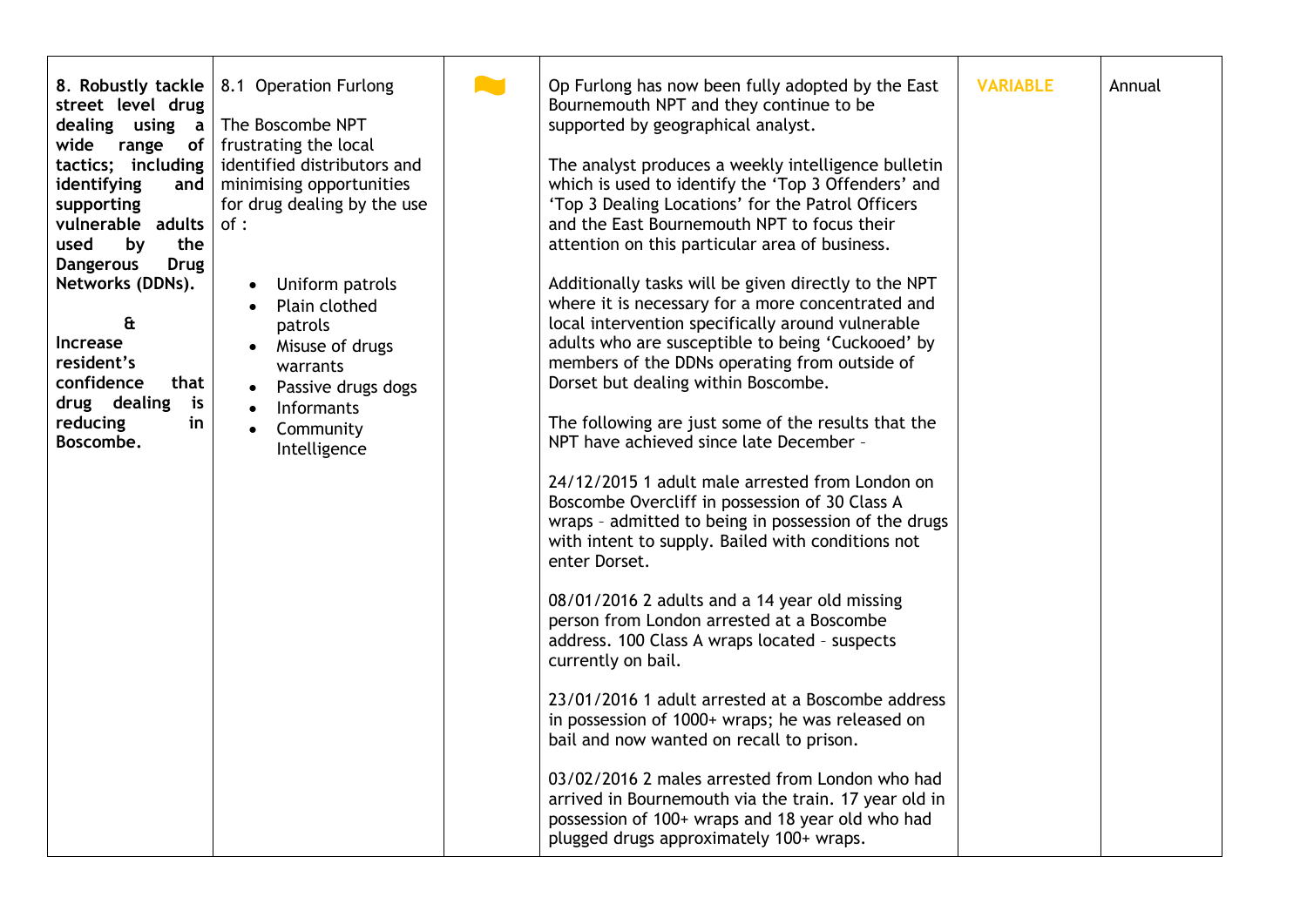| **8. Robustly tackle street level drug dealing using a wide range of tactics; including identifying and supporting vulnerable adults used by the Dangerous Drug Networks (DDNs).**<br><br>**&**<br>**Increase resident's confidence that drug dealing is reducing in Boscombe.** | 8.1 Operation Furlong<br><br>The Boscombe NPT frustrating the local identified distributors and minimising opportunities for drug dealing by the use of :<br><br>• Uniform patrols<br>• Plain clothed patrols<br>• Misuse of drugs warrants<br>• Passive drugs dogs<br>• Informants<br>• Community Intelligence | | Op Furlong has now been fully adopted by the East Bournemouth NPT and they continue to be supported by geographical analyst.<br><br>The analyst produces a weekly intelligence bulletin which is used to identify the 'Top 3 Offenders' and 'Top 3 Dealing Locations' for the Patrol Officers and the East Bournemouth NPT to focus their attention on this particular area of business.<br><br>Additionally tasks will be given directly to the NPT where it is necessary for a more concentrated and local intervention specifically around vulnerable adults who are susceptible to being 'Cuckooed' by members of the DDNs operating from outside of Dorset but dealing within Boscombe.<br><br>The following are just some of the results that the NPT have achieved since late December -<br><br>24/12/2015 1 adult male arrested from London on Boscombe Overcliff in possession of 30 Class A wraps - admitted to being in possession of the drugs with intent to supply. Bailed with conditions not enter Dorset.<br><br>08/01/2016 2 adults and a 14 year old missing person from London arrested at a Boscombe address. 100 Class A wraps located - suspects currently on bail.<br><br>23/01/2016 1 adult arrested at a Boscombe address in possession of 1000+ wraps; he was released on bail and now wanted on recall to prison.<br><br>03/02/2016 2 males arrested from London who had arrived in Bournemouth via the train. 17 year old in possession of 100+ wraps and 18 year old who had plugged drugs approximately 100+ wraps. | **VARIABLE** | Annual |
|---|---|---|---|---|---|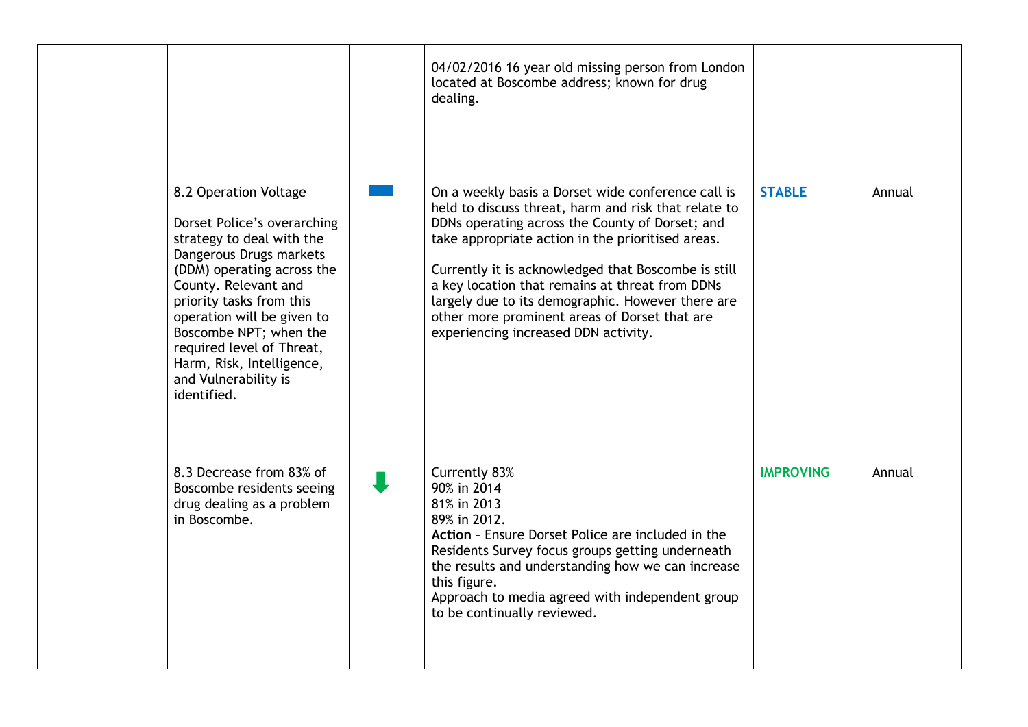|  |  |  |  |  |  |
|---|---|---|---|---|---|
|  |  |  | 04/02/2016 16 year old missing person from London located at Boscombe address; known for drug dealing. |  |  |
|  | 8.2 Operation Voltage<br><br>Dorset Police's overarching strategy to deal with the Dangerous Drugs markets (DDM) operating across the County. Relevant and priority tasks from this operation will be given to Boscombe NPT; when the required level of Threat, Harm, Risk, Intelligence, and Vulnerability is identified. |  | On a weekly basis a Dorset wide conference call is held to discuss threat, harm and risk that relate to DDNs operating across the County of Dorset; and take appropriate action in the prioritised areas.<br><br>Currently it is acknowledged that Boscombe is still a key location that remains at threat from DDNs largely due to its demographic. However there are other more prominent areas of Dorset that are experiencing increased DDN activity. | **STABLE** | Annual |
|  | 8.3 Decrease from 83% of Boscombe residents seeing drug dealing as a problem in Boscombe. |  | Currently 83%<br>90% in 2014<br>81% in 2013<br>89% in 2012.<br>**Action** – Ensure Dorset Police are included in the Residents Survey focus groups getting underneath the results and understanding how we can increase this figure.<br>Approach to media agreed with independent group to be continually reviewed. | **IMPROVING** | Annual |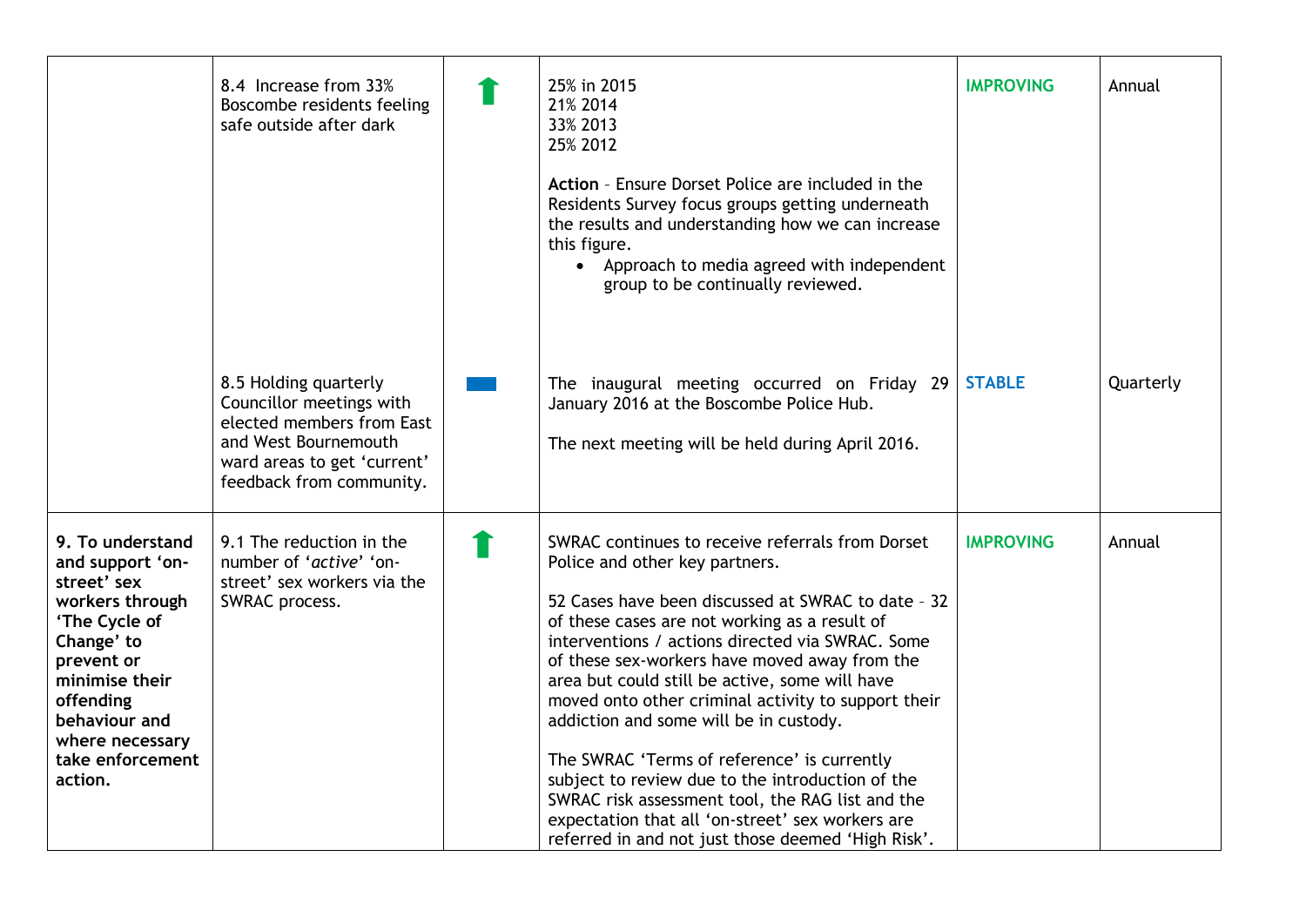| | | | | | |
|---|---|---|---|---|---|
| | 8.4 Increase from 33% Boscombe residents feeling safe outside after dark | ⬆ | 25% in 2015<br>21% 2014<br>33% 2013<br>25% 2012<br><br>**Action** – Ensure Dorset Police are included in the Residents Survey focus groups getting underneath the results and understanding how we can increase this figure.<br>• Approach to media agreed with independent group to be continually reviewed. | **IMPROVING** | Annual |
| | 8.5 Holding quarterly Councillor meetings with elected members from East and West Bournemouth ward areas to get 'current' feedback from community. | ▬ | The inaugural meeting occurred on Friday 29 January 2016 at the Boscombe Police Hub.<br><br>The next meeting will be held during April 2016. | **STABLE** | Quarterly |
| **9. To understand and support 'on-street' sex workers through 'The Cycle of Change' to prevent or minimise their offending behaviour and where necessary take enforcement action.** | 9.1 The reduction in the number of '*active*' 'on-street' sex workers via the SWRAC process. | ⬆ | SWRAC continues to receive referrals from Dorset Police and other key partners.<br><br>52 Cases have been discussed at SWRAC to date – 32 of these cases are not working as a result of interventions / actions directed via SWRAC. Some of these sex-workers have moved away from the area but could still be active, some will have moved onto other criminal activity to support their addiction and some will be in custody.<br><br>The SWRAC 'Terms of reference' is currently subject to review due to the introduction of the SWRAC risk assessment tool, the RAG list and the expectation that all 'on-street' sex workers are referred in and not just those deemed 'High Risk'. | **IMPROVING** | Annual |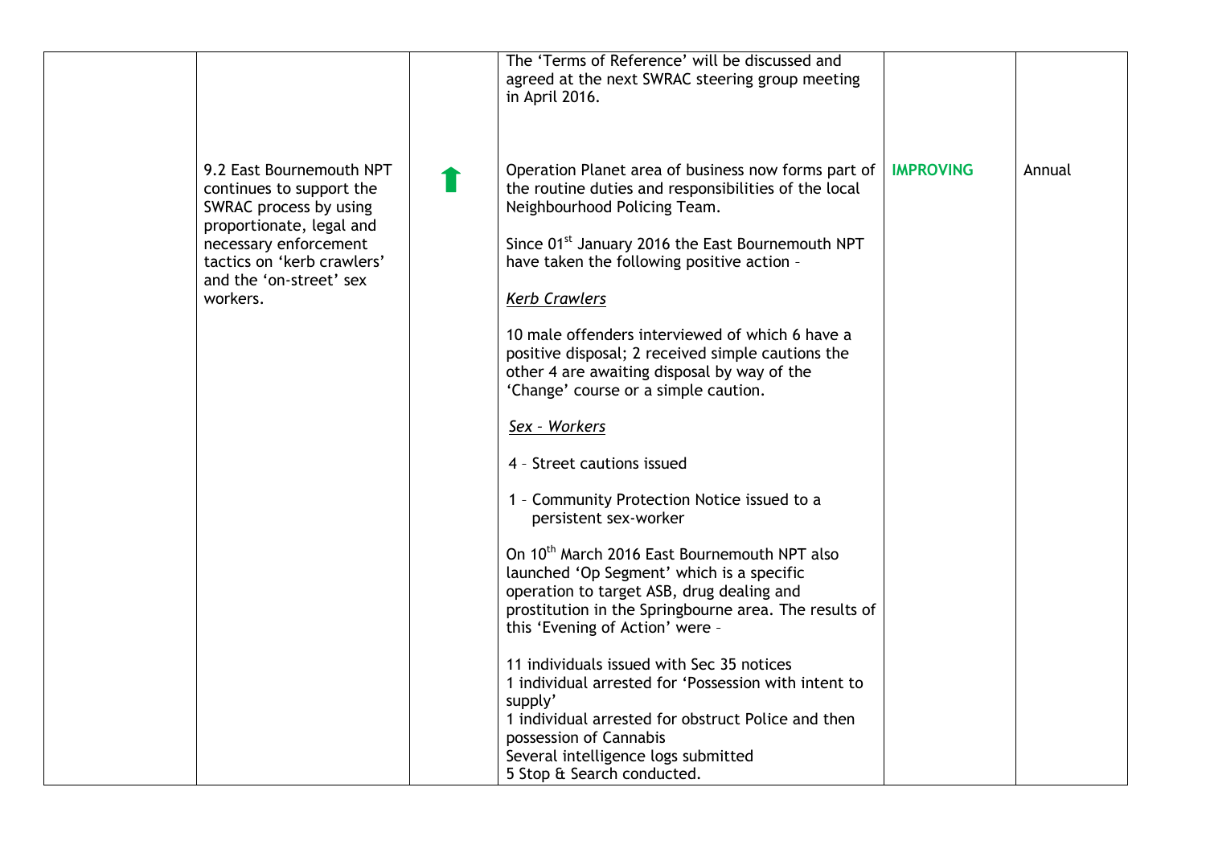| | | | | | |
|---|---|---|---|---|---|
| | | | The 'Terms of Reference' will be discussed and agreed at the next SWRAC steering group meeting in April 2016. | | |
| | 9.2 East Bournemouth NPT continues to support the SWRAC process by using proportionate, legal and necessary enforcement tactics on 'kerb crawlers' and the 'on-street' sex workers. | ⬆ | Operation Planet area of business now forms part of the routine duties and responsibilities of the local Neighbourhood Policing Team.<br><br>Since 01st January 2016 the East Bournemouth NPT have taken the following positive action –<br><br>*Kerb Crawlers*<br><br>10 male offenders interviewed of which 6 have a positive disposal; 2 received simple cautions the other 4 are awaiting disposal by way of the 'Change' course or a simple caution.<br><br>*Sex – Workers*<br><br>4 – Street cautions issued<br><br>1 – Community Protection Notice issued to a persistent sex-worker<br><br>On 10th March 2016 East Bournemouth NPT also launched 'Op Segment' which is a specific operation to target ASB, drug dealing and prostitution in the Springbourne area. The results of this 'Evening of Action' were –<br><br>11 individuals issued with Sec 35 notices<br>1 individual arrested for 'Possession with intent to supply'<br>1 individual arrested for obstruct Police and then possession of Cannabis<br>Several intelligence logs submitted<br>5 Stop & Search conducted. | **IMPROVING** | Annual |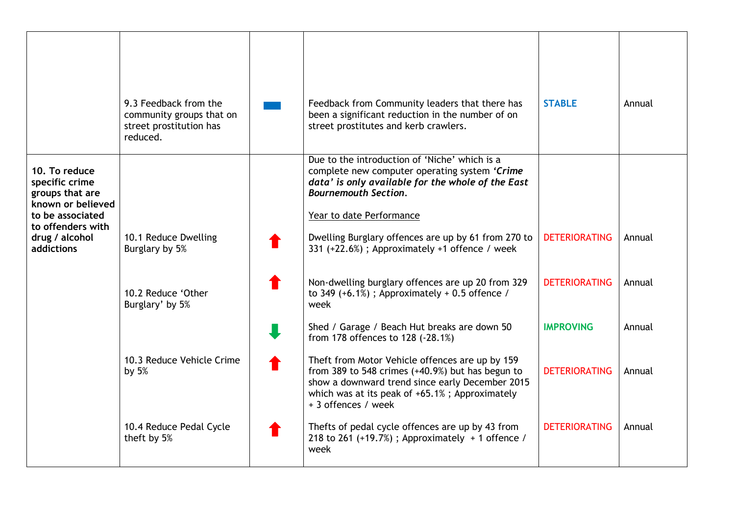|  |  |  |  |  |  |
|---|---|---|---|---|---|
|  | 9.3 Feedback from the community groups that on street prostitution has reduced. | ▬ | Feedback from Community leaders that there has been a significant reduction in the number of on street prostitutes and kerb crawlers. | STABLE | Annual |
| **10. To reduce specific crime groups that are known or believed to be associated to offenders with drug / alcohol addictions** |  |  | Due to the introduction of 'Niche' which is a complete new computer operating system ***'Crime data' is only available for the whole of the East Bournemouth Section***.<br><br>Year to date Performance |  |  |
|  | 10.1 Reduce Dwelling Burglary by 5% | ⬆ | Dwelling Burglary offences are up by 61 from 270 to 331 (+22.6%) ; Approximately +1 offence / week | DETERIORATING | Annual |
|  | 10.2 Reduce 'Other Burglary' by 5% | ⬆ | Non-dwelling burglary offences are up 20 from 329 to 349 (+6.1%) ; Approximately + 0.5 offence / week | DETERIORATING | Annual |
|  |  | ⬇ | Shed / Garage / Beach Hut breaks are down 50 from 178 offences to 128 (-28.1%) | IMPROVING | Annual |
|  | 10.3 Reduce Vehicle Crime by 5% | ⬆ | Theft from Motor Vehicle offences are up by 159 from 389 to 548 crimes (+40.9%) but has begun to show a downward trend since early December 2015 which was at its peak of +65.1% ; Approximately + 3 offences / week | DETERIORATING | Annual |
|  | 10.4 Reduce Pedal Cycle theft by 5% | ⬆ | Thefts of pedal cycle offences are up by 43 from 218 to 261 (+19.7%) ; Approximately + 1 offence / week | DETERIORATING | Annual |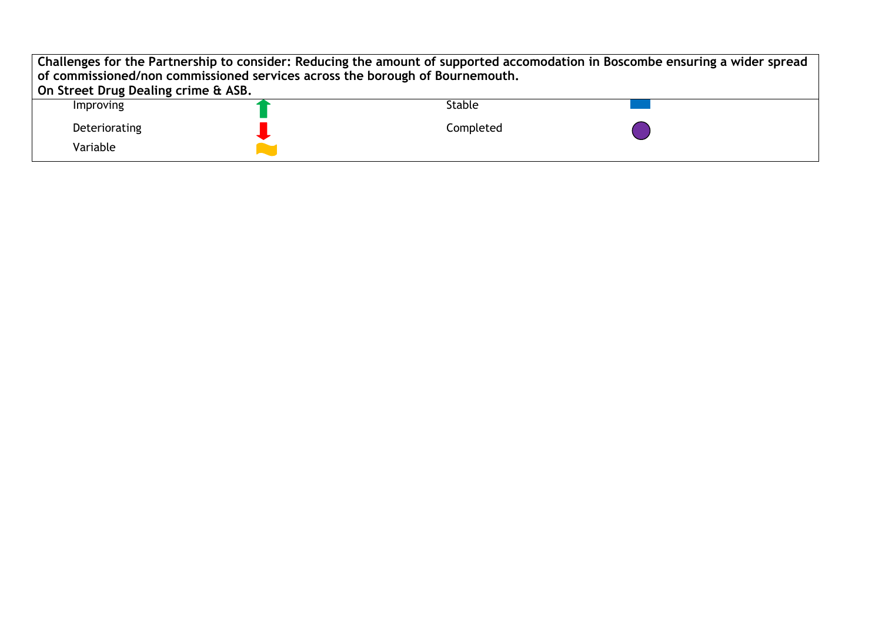**Challenges for the Partnership to consider: Reducing the amount of supported accomodation in Boscombe ensuring a wider spread of commissioned/non commissioned services across the borough of Bournemouth.**
**On Street Drug Dealing crime & ASB.**

| | | | |
|---|---|---|---|
| Improving | ⬆ | Stable | ■ |
| Deteriorating | ⬇ | Completed | ● |
| Variable | ~ | | |